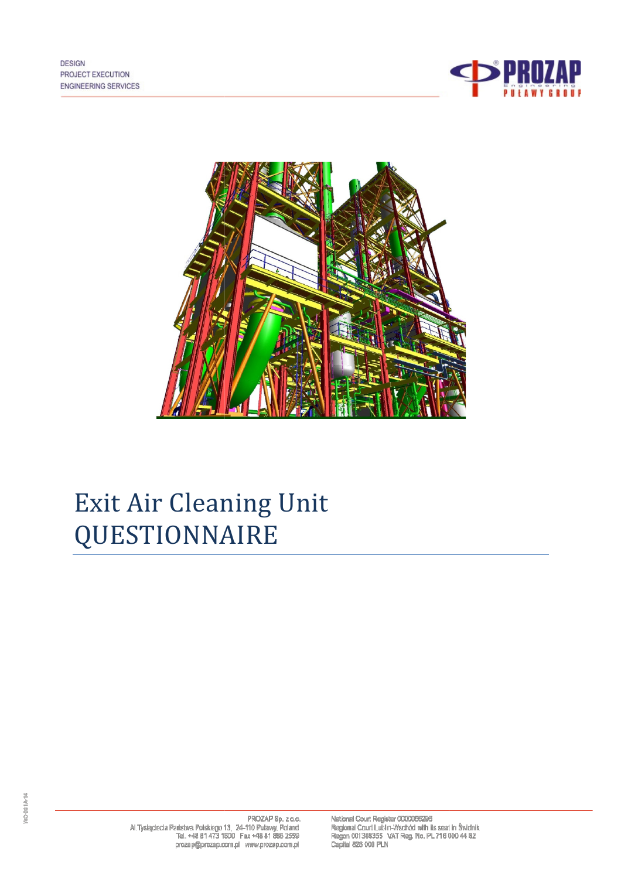DESIGN
PROJECT EXECUTION
ENGINEERING SERVICES

# Exit Air Cleaning Unit QUESTIONNAIRE

PROZAP Sp. z o.o.
Al.Tysiąclecia Państwa Polskiego 13, 24-110 Puławy, Poland
Tel. +48 81 473 1500 Fax +48 81 888 2559
prozap@prozap.com.pl www.prozap.com.pl

National Court Register 0000056298
Regional Court Lublin-Wschód with its seat in Świdnik
Regon 001308355 VAT Reg. No. PL 716 000 44 82
Capital 826 000 PLN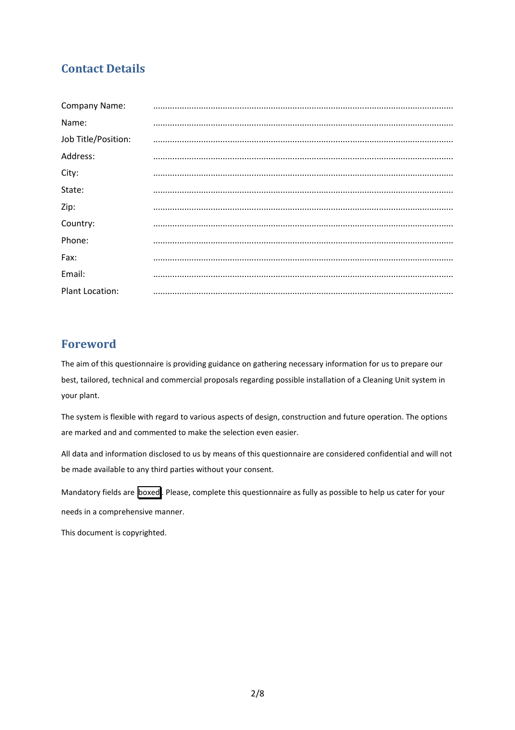## Contact Details

Company Name: ..............................................................................................................................

Name: ..............................................................................................................................

Job Title/Position: ..............................................................................................................................

Address: ..............................................................................................................................

City: ..............................................................................................................................

State: ..............................................................................................................................

Zip: ..............................................................................................................................

Country: ..............................................................................................................................

Phone: ..............................................................................................................................

Fax: ..............................................................................................................................

Email: ..............................................................................................................................

Plant Location: ..............................................................................................................................

## Foreword

The aim of this questionnaire is providing guidance on gathering necessary information for us to prepare our best, tailored, technical and commercial proposals regarding possible installation of a Cleaning Unit system in your plant.

The system is flexible with regard to various aspects of design, construction and future operation. The options are marked and and commented to make the selection even easier.

All data and information disclosed to us by means of this questionnaire are considered confidential and will not be made available to any third parties without your consent.

Mandatory fields are [boxed]. Please, complete this questionnaire as fully as possible to help us cater for your needs in a comprehensive manner.

This document is copyrighted.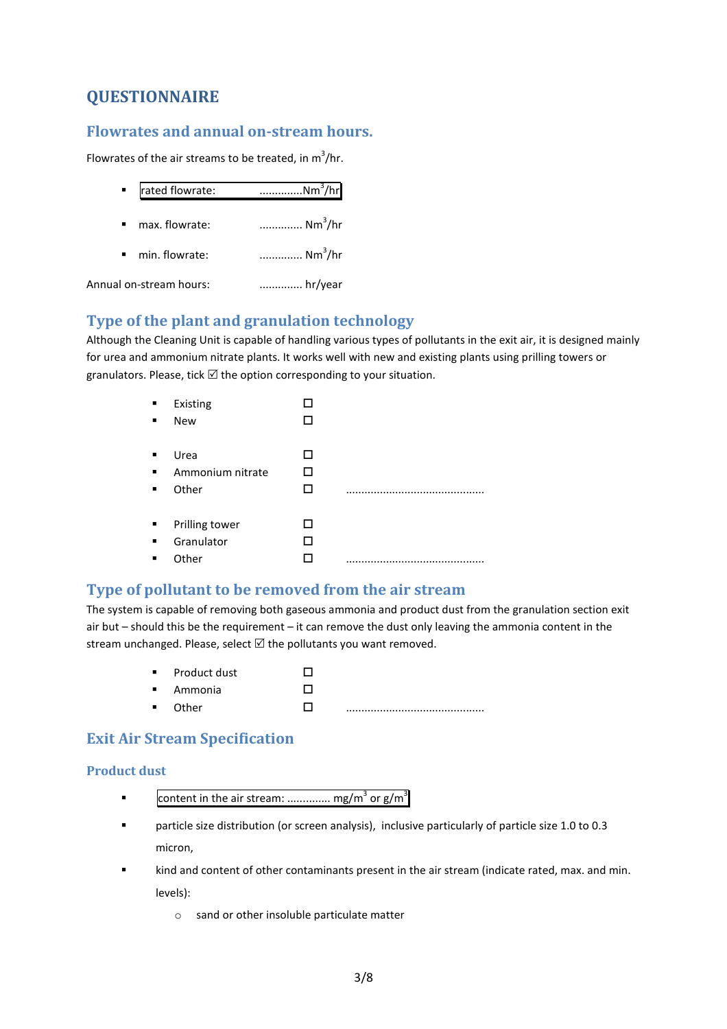# QUESTIONNAIRE

## Flowrates and annual on-stream hours.

Flowrates of the air streams to be treated, in $m^3$/hr.

- rated flowrate: .............$Nm^3$/hr
- max. flowrate: ............. $Nm^3$/hr
- min. flowrate: ............. $Nm^3$/hr

Annual on-stream hours: ............. hr/year

## Type of the plant and granulation technology

Although the Cleaning Unit is capable of handling various types of pollutants in the exit air, it is designed mainly for urea and ammonium nitrate plants. It works well with new and existing plants using prilling towers or granulators. Please, tick ☑ the option corresponding to your situation.

- Existing ☐
- New ☐

- Urea ☐
- Ammonium nitrate ☐
- Other ☐ ............................................

- Prilling tower ☐
- Granulator ☐
- Other ☐ ............................................

## Type of pollutant to be removed from the air stream

The system is capable of removing both gaseous ammonia and product dust from the granulation section exit air but – should this be the requirement – it can remove the dust only leaving the ammonia content in the stream unchanged. Please, select ☑ the pollutants you want removed.

- Product dust ☐
- Ammonia ☐
- Other ☐ ............................................

## Exit Air Stream Specification

### Product dust

- content in the air stream: ............. $mg/m^3$ or $g/m^3$
- particle size distribution (or screen analysis), inclusive particularly of particle size 1.0 to 0.3 micron,
- kind and content of other contaminants present in the air stream (indicate rated, max. and min. levels):
  - sand or other insoluble particulate matter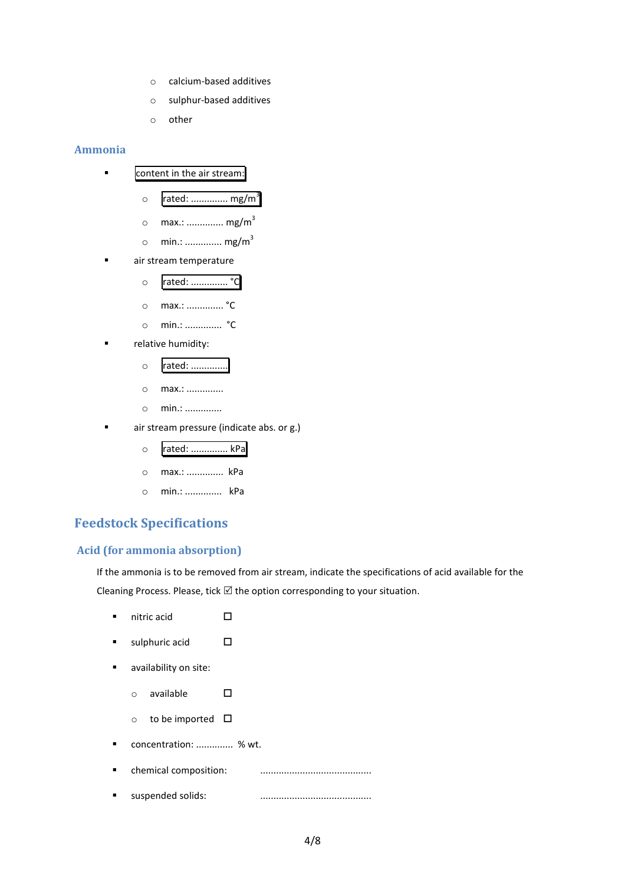- calcium-based additives
- sulphur-based additives
- other

### Ammonia

- content in the air stream:
    - rated: ............. mg/m$^3$
    - max.: ............. mg/m$^3$
    - min.: ............. mg/m$^3$
- air stream temperature
    - rated: ............. °C
    - max.: ............. °C
    - min.: ............. °C
- relative humidity:
    - rated: .............
    - max.: .............
    - min.: .............
- air stream pressure (indicate abs. or g.)
    - rated: ............. kPa
    - max.: ............. kPa
    - min.: ............. kPa

## Feedstock Specifications

### Acid (for ammonia absorption)

If the ammonia is to be removed from air stream, indicate the specifications of acid available for the Cleaning Process. Please, tick ☑ the option corresponding to your situation.

- nitric acid ☐
- sulphuric acid ☐
- availability on site:
    - available ☐
    - to be imported ☐
- concentration: ............. % wt.
- chemical composition: ..........................................
- suspended solids: ..........................................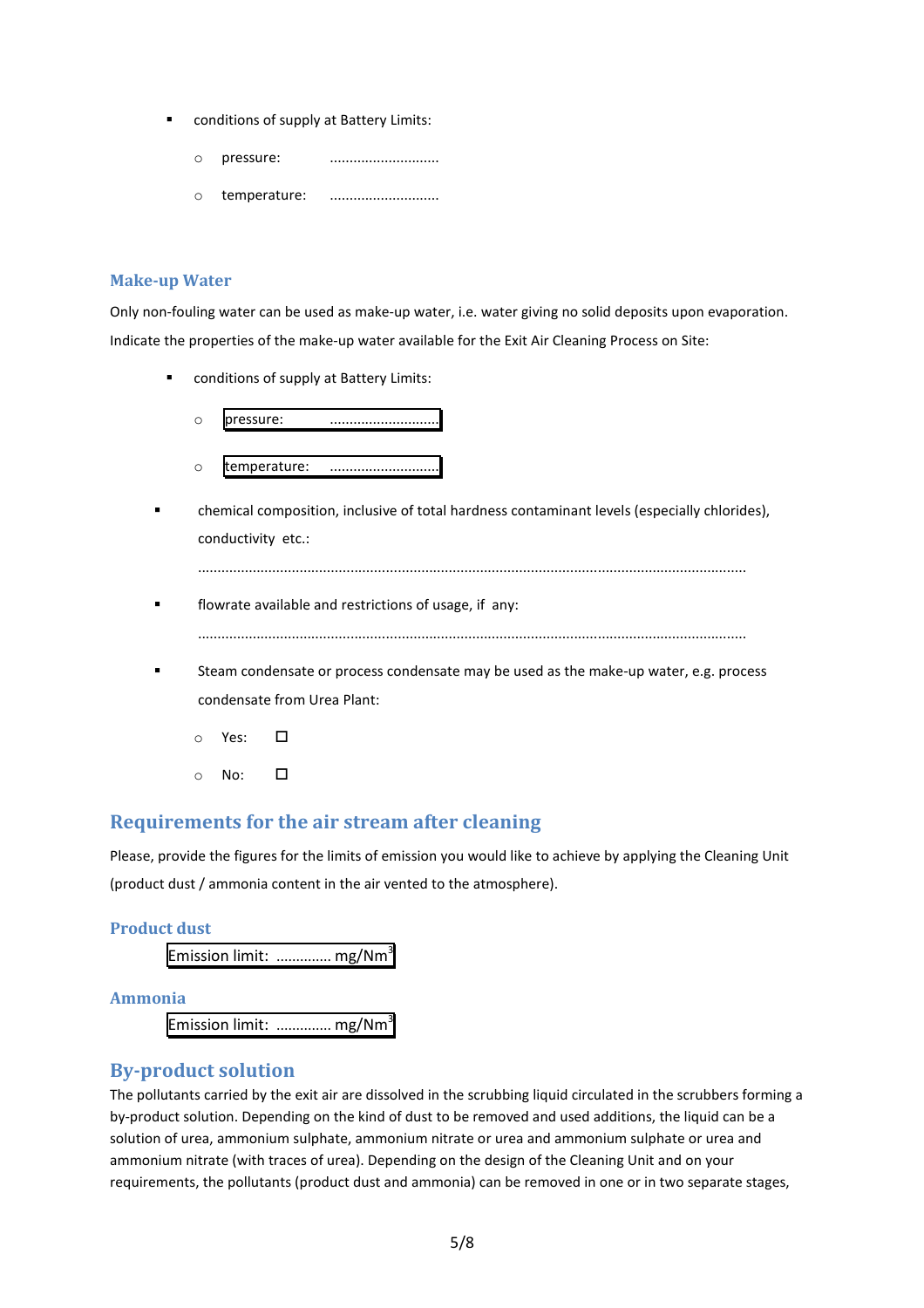- conditions of supply at Battery Limits:
  - pressure: ............................
  - temperature: ............................

### Make-up Water

Only non-fouling water can be used as make-up water, i.e. water giving no solid deposits upon evaporation. Indicate the properties of the make-up water available for the Exit Air Cleaning Process on Site:

- conditions of supply at Battery Limits:
  - pressure: ............................
  - temperature: ............................
- chemical composition, inclusive of total hardness contaminant levels (especially chlorides), conductivity etc.:

  ..........................................................................................................................................
- flowrate available and restrictions of usage, if any:

  ..........................................................................................................................................
- Steam condensate or process condensate may be used as the make-up water, e.g. process condensate from Urea Plant:
  - Yes: ☐
  - No: ☐

## Requirements for the air stream after cleaning

Please, provide the figures for the limits of emission you would like to achieve by applying the Cleaning Unit (product dust / ammonia content in the air vented to the atmosphere).

### Product dust

Emission limit: ............. $mg/Nm^3$

### Ammonia

Emission limit: ............. $mg/Nm^3$

## By-product solution

The pollutants carried by the exit air are dissolved in the scrubbing liquid circulated in the scrubbers forming a by-product solution. Depending on the kind of dust to be removed and used additions, the liquid can be a solution of urea, ammonium sulphate, ammonium nitrate or urea and ammonium sulphate or urea and ammonium nitrate (with traces of urea). Depending on the design of the Cleaning Unit and on your requirements, the pollutants (product dust and ammonia) can be removed in one or in two separate stages,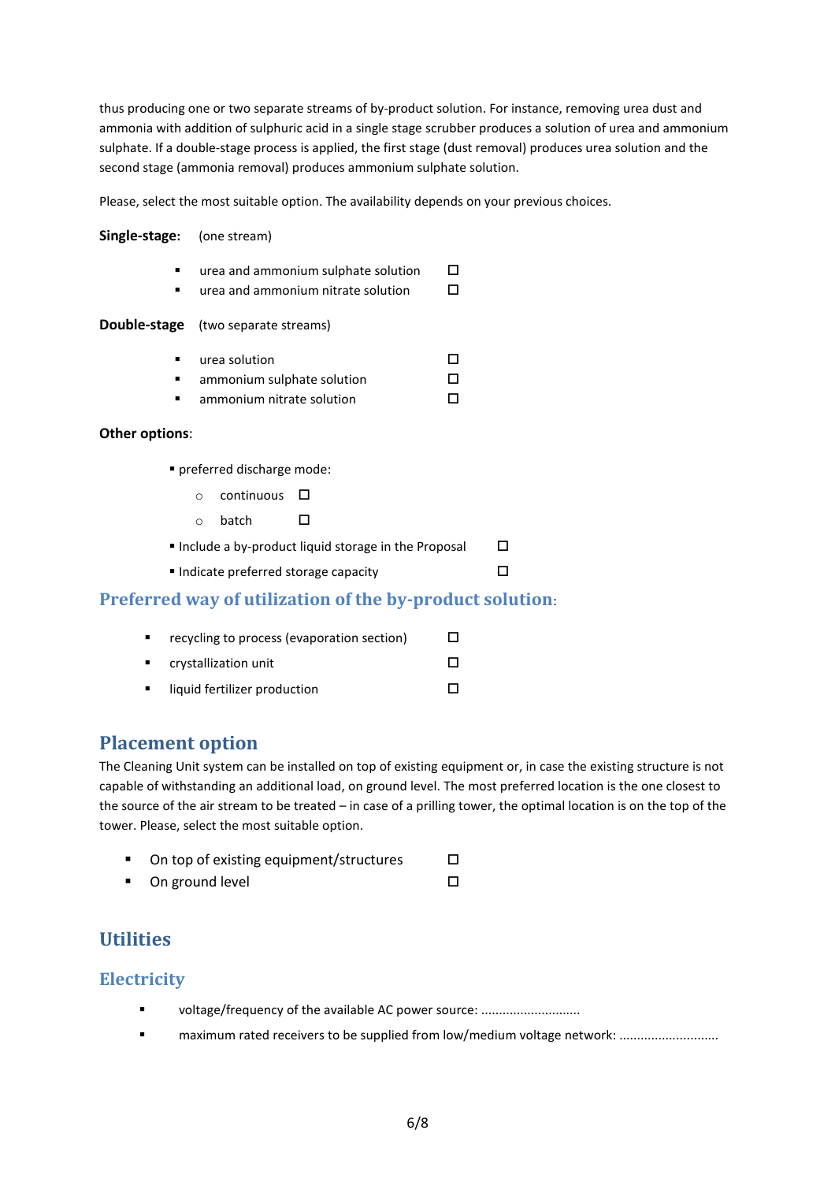thus producing one or two separate streams of by-product solution. For instance, removing urea dust and ammonia with addition of sulphuric acid in a single stage scrubber produces a solution of urea and ammonium sulphate. If a double-stage process is applied, the first stage (dust removal) produces urea solution and the second stage (ammonia removal) produces ammonium sulphate solution.

Please, select the most suitable option. The availability depends on your previous choices.

**Single-stage:** (one stream)

- urea and ammonium sulphate solution ☐
- urea and ammonium nitrate solution ☐

**Double-stage** (two separate streams)

- urea solution ☐
- ammonium sulphate solution ☐
- ammonium nitrate solution ☐

**Other options**:

- preferred discharge mode:
  - continuous ☐
  - batch ☐
- Include a by-product liquid storage in the Proposal ☐
- Indicate preferred storage capacity ☐

## Preferred way of utilization of the by-product solution:

- recycling to process (evaporation section) ☐
- crystallization unit ☐
- liquid fertilizer production ☐

## Placement option

The Cleaning Unit system can be installed on top of existing equipment or, in case the existing structure is not capable of withstanding an additional load, on ground level. The most preferred location is the one closest to the source of the air stream to be treated – in case of a prilling tower, the optimal location is on the top of the tower. Please, select the most suitable option.

- On top of existing equipment/structures ☐
- On ground level ☐

## Utilities

### Electricity

- voltage/frequency of the available AC power source: ............................
- maximum rated receivers to be supplied from low/medium voltage network: ............................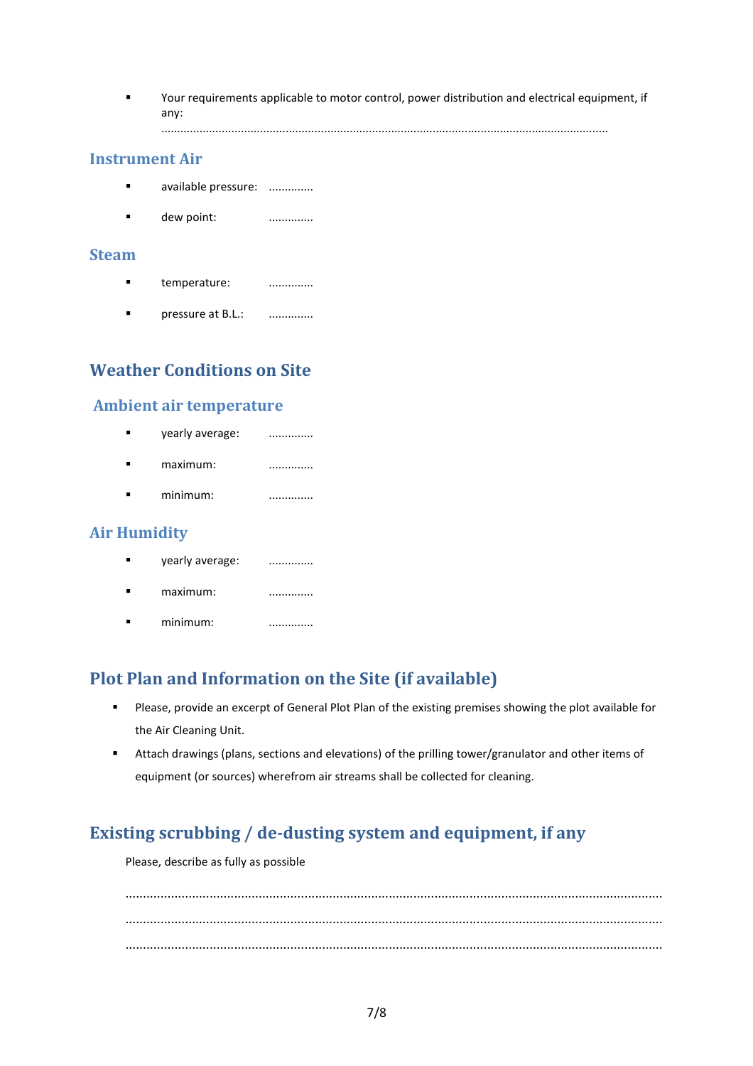- Your requirements applicable to motor control, power distribution and electrical equipment, if any: ........................................................................................................................................

### Instrument Air

- available pressure: .............
- dew point: .............

### Steam

- temperature: .............
- pressure at B.L.: .............

## Weather Conditions on Site

### Ambient air temperature

- yearly average: .............
- maximum: .............
- minimum: .............

### Air Humidity

- yearly average: .............
- maximum: .............
- minimum: .............

## Plot Plan and Information on the Site (if available)

- Please, provide an excerpt of General Plot Plan of the existing premises showing the plot available for the Air Cleaning Unit.
- Attach drawings (plans, sections and elevations) of the prilling tower/granulator and other items of equipment (or sources) wherefrom air streams shall be collected for cleaning.

## Existing scrubbing / de-dusting system and equipment, if any

Please, describe as fully as possible

......................................................................................................................................................

......................................................................................................................................................

......................................................................................................................................................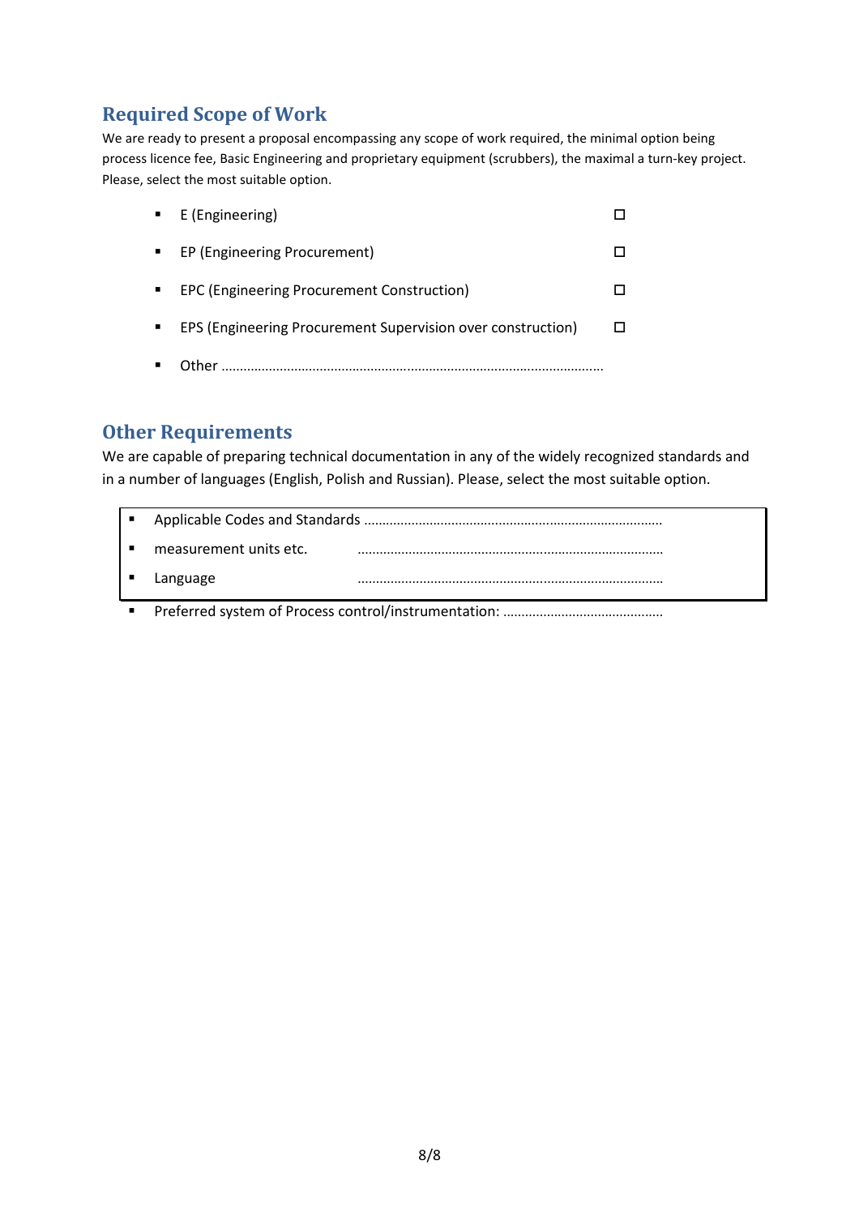## Required Scope of Work

We are ready to present a proposal encompassing any scope of work required, the minimal option being process licence fee, Basic Engineering and proprietary equipment (scrubbers), the maximal a turn-key project. Please, select the most suitable option.

- E (Engineering) ☐
- EP (Engineering Procurement) ☐
- EPC (Engineering Procurement Construction) ☐
- EPS (Engineering Procurement Supervision over construction) ☐
- Other ………………………………………………………………………………………………

## Other Requirements

We are capable of preparing technical documentation in any of the widely recognized standards and in a number of languages (English, Polish and Russian). Please, select the most suitable option.

- Applicable Codes and Standards ………………………………………………………………………
- measurement units etc. ………………………………………………………………………
- Language ………………………………………………………………………
- Preferred system of Process control/instrumentation: ………………………………………